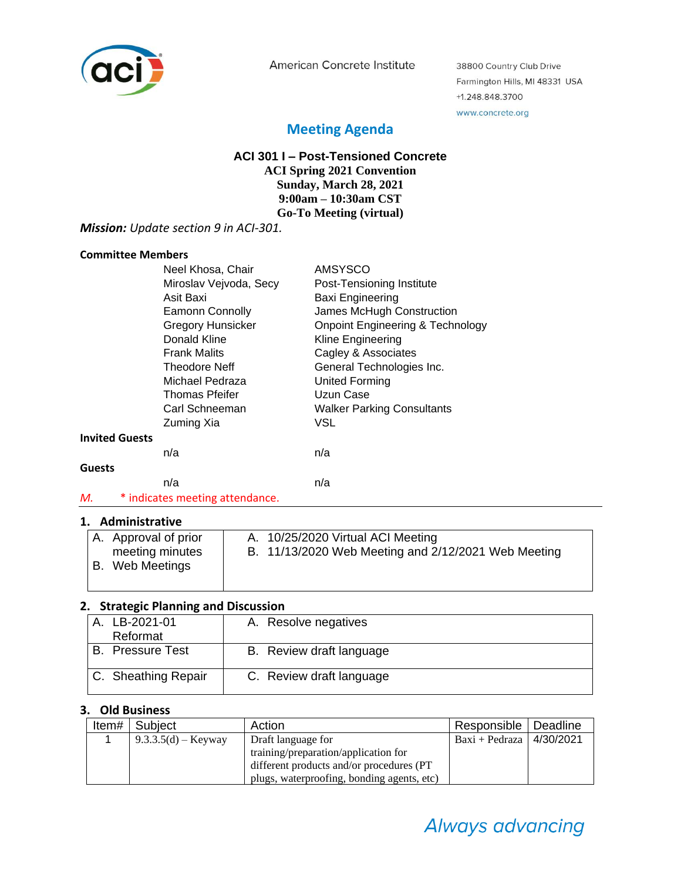American Concrete Institute

38800 Country Club Drive
Farmington Hills, MI 48331 USA
+1.248.848.3700
www.concrete.org

# Meeting Agenda

**ACI 301 I – Post-Tensioned Concrete**
**ACI Spring 2021 Convention**
**Sunday, March 28, 2021**
**9:00am – 10:30am CST**
**Go-To Meeting (virtual)**

***Mission:*** *Update section 9 in ACI-301.*

**Committee Members**

| | |
|---|---|
| Neel Khosa, Chair | AMSYSCO |
| Miroslav Vejvoda, Secy | Post-Tensioning Institute |
| Asit Baxi | Baxi Engineering |
| Eamonn Connolly | James McHugh Construction |
| Gregory Hunsicker | Onpoint Engineering & Technology |
| Donald Kline | Kline Engineering |
| Frank Malits | Cagley & Associates |
| Theodore Neff | General Technologies Inc. |
| Michael Pedraza | United Forming |
| Thomas Pfeifer | Uzun Case |
| Carl Schneeman | Walker Parking Consultants |
| Zuming Xia | VSL |

**Invited Guests**

| | |
|---|---|
| n/a | n/a |

**Guests**

| | |
|---|---|
| n/a | n/a |

*M.* * indicates meeting attendance.

## 1. Administrative

| | |
|---|---|
| A. Approval of prior meeting minutes<br>B. Web Meetings | A. 10/25/2020 Virtual ACI Meeting<br>B. 11/13/2020 Web Meeting and 2/12/2021 Web Meeting |

## 2. Strategic Planning and Discussion

| | |
|---|---|
| A. LB-2021-01 Reformat | A. Resolve negatives |
| B. Pressure Test | B. Review draft language |
| C. Sheathing Repair | C. Review draft language |

## 3. Old Business

| Item# | Subject | Action | Responsible | Deadline |
|---|---|---|---|---|
| 1 | 9.3.3.5(d) – Keyway | Draft language for training/preparation/application for different products and/or procedures (PT plugs, waterproofing, bonding agents, etc) | Baxi + Pedraza | 4/30/2021 |

*Always advancing*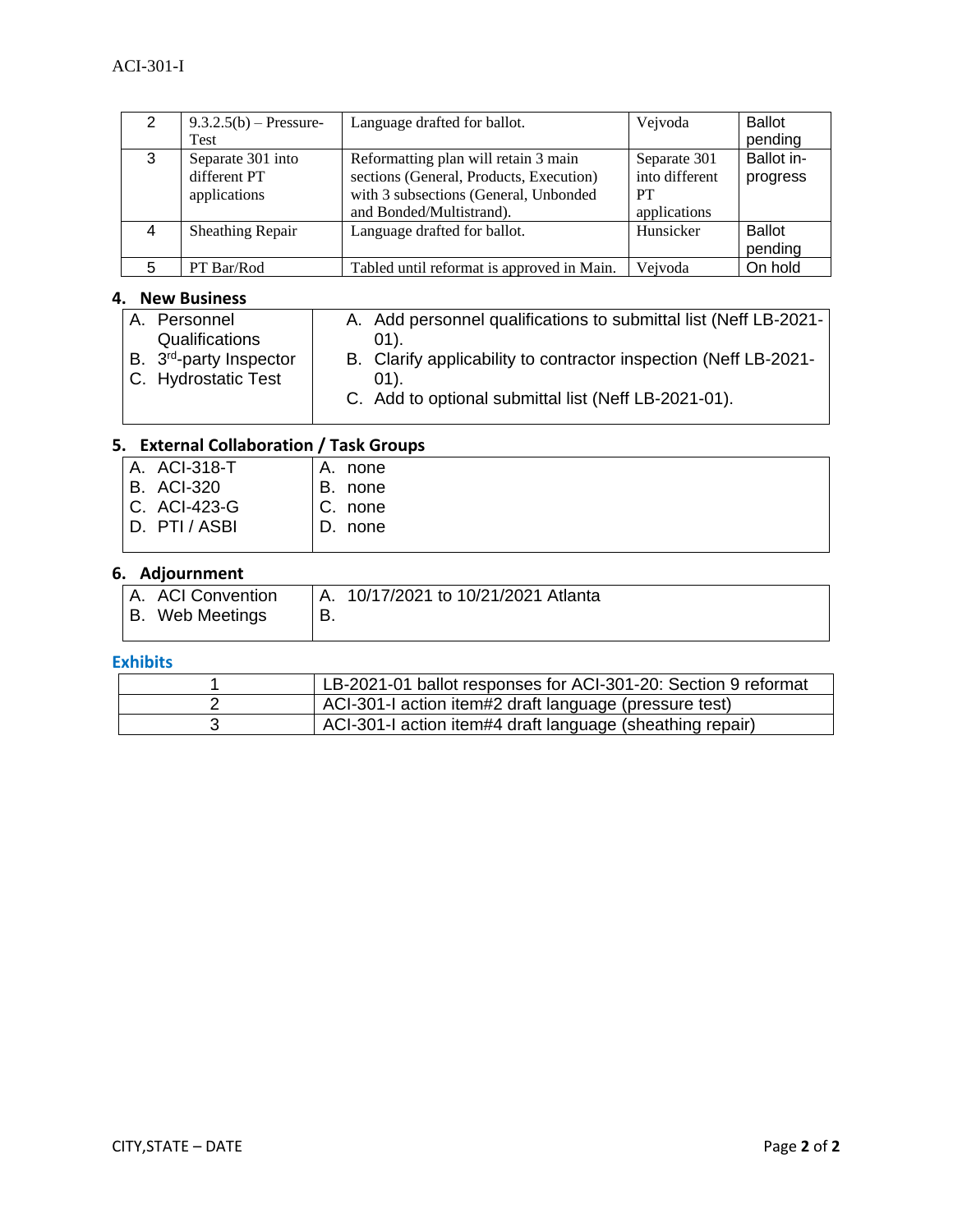| | | | | |
|---|---|---|---|---|
| 2 | 9.3.2.5(b) – Pressure-Test | Language drafted for ballot. | Vejvoda | Ballot pending |
| 3 | Separate 301 into different PT applications | Reformatting plan will retain 3 main sections (General, Products, Execution) with 3 subsections (General, Unbonded and Bonded/Multistrand). | Separate 301 into different PT applications | Ballot in-progress |
| 4 | Sheathing Repair | Language drafted for ballot. | Hunsicker | Ballot pending |
| 5 | PT Bar/Rod | Tabled until reformat is approved in Main. | Vejvoda | On hold |

## 4. New Business

| | |
|---|---|
| A. Personnel Qualifications<br>B. 3rd-party Inspector<br>C. Hydrostatic Test | A. Add personnel qualifications to submittal list (Neff LB-2021-01).<br>B. Clarify applicability to contractor inspection (Neff LB-2021-01).<br>C. Add to optional submittal list (Neff LB-2021-01). |

## 5. External Collaboration / Task Groups

| | |
|---|---|
| A. ACI-318-T<br>B. ACI-320<br>C. ACI-423-G<br>D. PTI / ASBI | A. none<br>B. none<br>C. none<br>D. none |

## 6. Adjournment

| | |
|---|---|
| A. ACI Convention<br>B. Web Meetings | A. 10/17/2021 to 10/21/2021 Atlanta<br>B. |

## Exhibits

| | |
|---|---|
| 1 | LB-2021-01 ballot responses for ACI-301-20: Section 9 reformat |
| 2 | ACI-301-I action item#2 draft language (pressure test) |
| 3 | ACI-301-I action item#4 draft language (sheathing repair) |